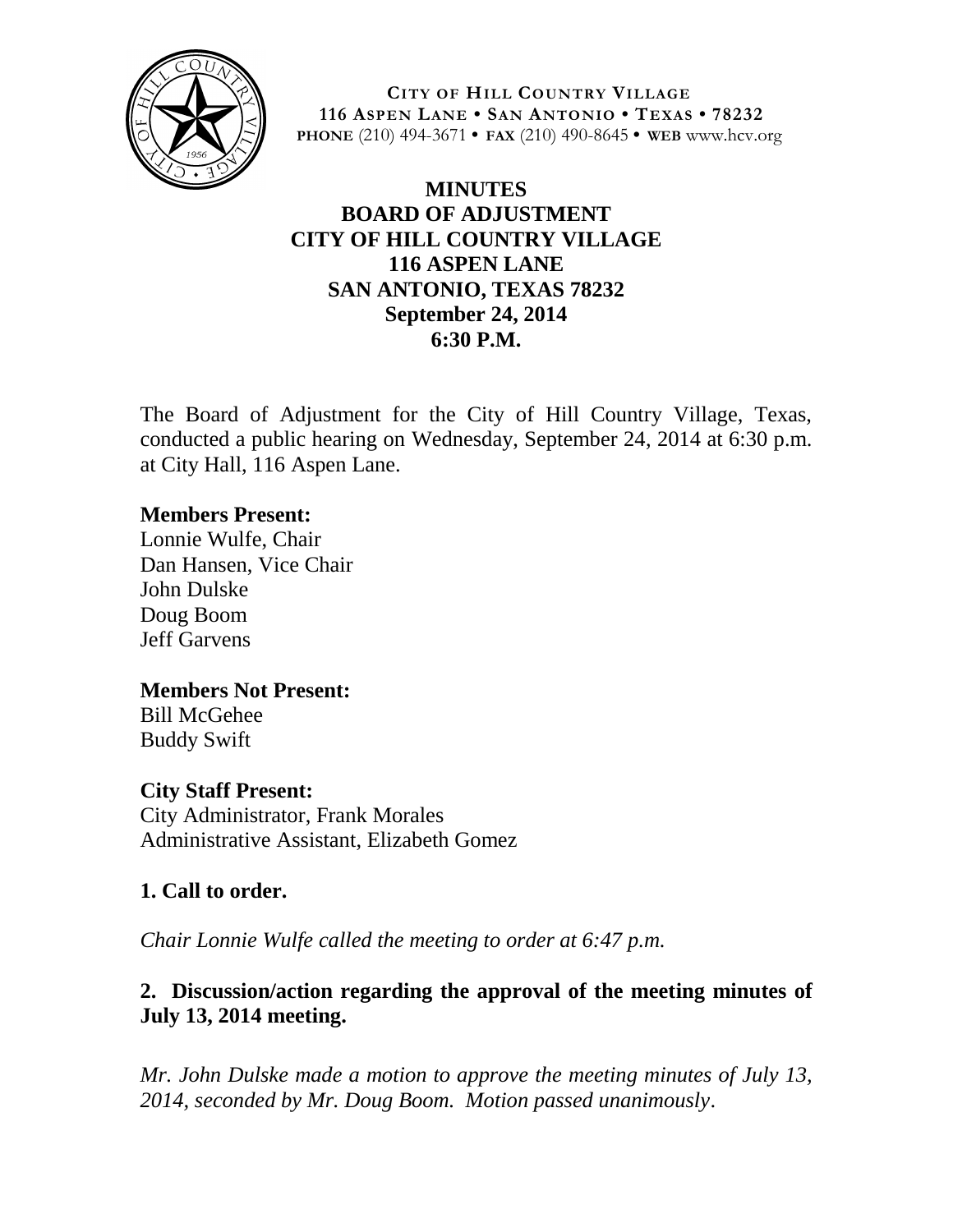**CITY OF HILL COUNTRY VILLAGE**
**116 ASPEN LANE • SAN ANTONIO • TEXAS • 78232**
**PHONE** (210) 494-3671 • **FAX** (210) 490-8645 • **WEB** www.hcv.org

# MINUTES
## BOARD OF ADJUSTMENT
## CITY OF HILL COUNTRY VILLAGE
## 116 ASPEN LANE
## SAN ANTONIO, TEXAS 78232
## September 24, 2014
## 6:30 P.M.

The Board of Adjustment for the City of Hill Country Village, Texas, conducted a public hearing on Wednesday, September 24, 2014 at 6:30 p.m. at City Hall, 116 Aspen Lane.

**Members Present:**
Lonnie Wulfe, Chair
Dan Hansen, Vice Chair
John Dulske
Doug Boom
Jeff Garvens

**Members Not Present:**
Bill McGehee
Buddy Swift

**City Staff Present:**
City Administrator, Frank Morales
Administrative Assistant, Elizabeth Gomez

### 1. Call to order.

*Chair Lonnie Wulfe called the meeting to order at 6:47 p.m.*

### 2. Discussion/action regarding the approval of the meeting minutes of July 13, 2014 meeting.

*Mr. John Dulske made a motion to approve the meeting minutes of July 13, 2014, seconded by Mr. Doug Boom. Motion passed unanimously.*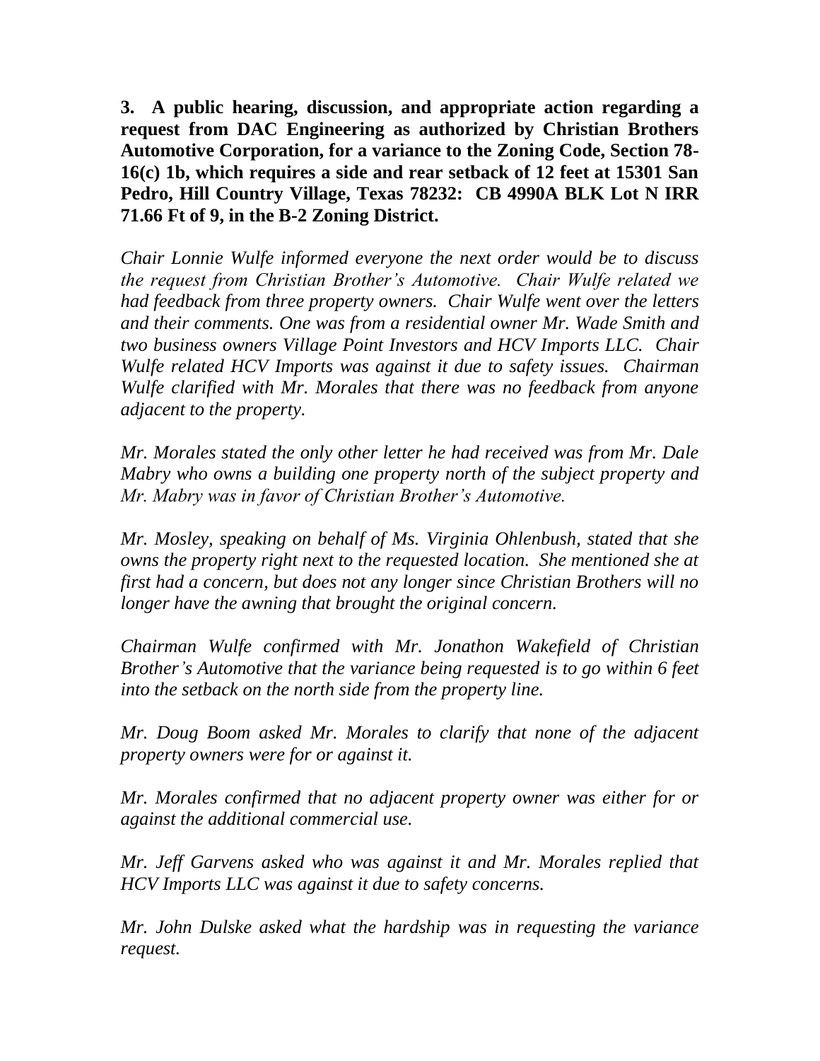**3. A public hearing, discussion, and appropriate action regarding a request from DAC Engineering as authorized by Christian Brothers Automotive Corporation, for a variance to the Zoning Code, Section 78-16(c) 1b, which requires a side and rear setback of 12 feet at 15301 San Pedro, Hill Country Village, Texas 78232: CB 4990A BLK Lot N IRR 71.66 Ft of 9, in the B-2 Zoning District.**

*Chair Lonnie Wulfe informed everyone the next order would be to discuss the request from Christian Brother's Automotive. Chair Wulfe related we had feedback from three property owners. Chair Wulfe went over the letters and their comments. One was from a residential owner Mr. Wade Smith and two business owners Village Point Investors and HCV Imports LLC. Chair Wulfe related HCV Imports was against it due to safety issues. Chairman Wulfe clarified with Mr. Morales that there was no feedback from anyone adjacent to the property.*

*Mr. Morales stated the only other letter he had received was from Mr. Dale Mabry who owns a building one property north of the subject property and Mr. Mabry was in favor of Christian Brother's Automotive.*

*Mr. Mosley, speaking on behalf of Ms. Virginia Ohlenbush, stated that she owns the property right next to the requested location. She mentioned she at first had a concern, but does not any longer since Christian Brothers will no longer have the awning that brought the original concern.*

*Chairman Wulfe confirmed with Mr. Jonathon Wakefield of Christian Brother's Automotive that the variance being requested is to go within 6 feet into the setback on the north side from the property line.*

*Mr. Doug Boom asked Mr. Morales to clarify that none of the adjacent property owners were for or against it.*

*Mr. Morales confirmed that no adjacent property owner was either for or against the additional commercial use.*

*Mr. Jeff Garvens asked who was against it and Mr. Morales replied that HCV Imports LLC was against it due to safety concerns.*

*Mr. John Dulske asked what the hardship was in requesting the variance request.*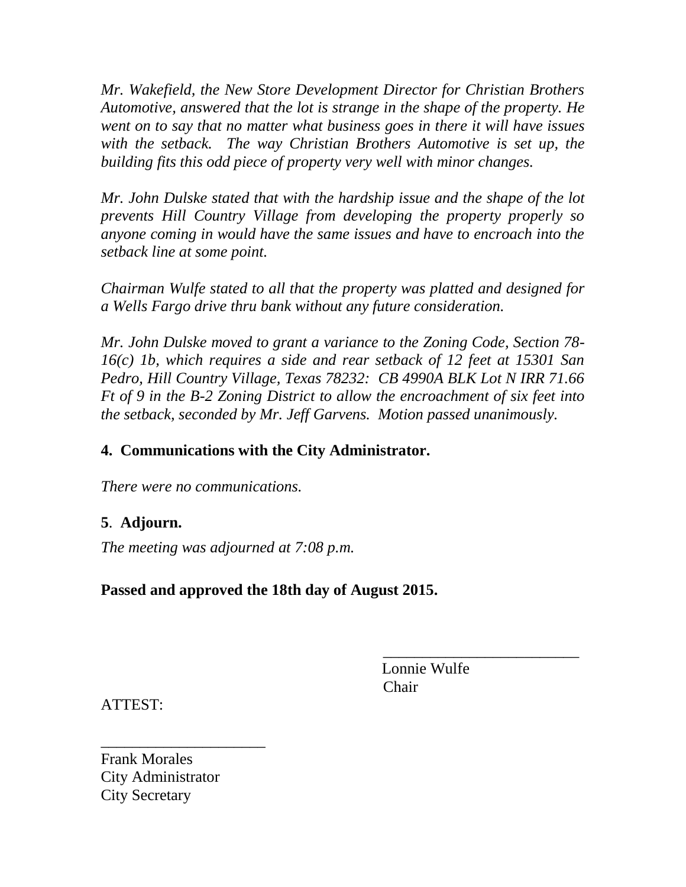*Mr. Wakefield, the New Store Development Director for Christian Brothers Automotive, answered that the lot is strange in the shape of the property. He went on to say that no matter what business goes in there it will have issues with the setback. The way Christian Brothers Automotive is set up, the building fits this odd piece of property very well with minor changes.*

*Mr. John Dulske stated that with the hardship issue and the shape of the lot prevents Hill Country Village from developing the property properly so anyone coming in would have the same issues and have to encroach into the setback line at some point.*

*Chairman Wulfe stated to all that the property was platted and designed for a Wells Fargo drive thru bank without any future consideration.*

*Mr. John Dulske moved to grant a variance to the Zoning Code, Section 78-16(c) 1b, which requires a side and rear setback of 12 feet at 15301 San Pedro, Hill Country Village, Texas 78232: CB 4990A BLK Lot N IRR 71.66 Ft of 9 in the B-2 Zoning District to allow the encroachment of six feet into the setback, seconded by Mr. Jeff Garvens. Motion passed unanimously.*

**4. Communications with the City Administrator.**

*There were no communications.*

**5. Adjourn.**

*The meeting was adjourned at 7:08 p.m.*

**Passed and approved the 18th day of August 2015.**

\_\_\_\_\_\_\_\_\_\_\_\_\_\_\_\_\_\_\_\_\_\_\_\_\_\_

Lonnie Wulfe
Chair

ATTEST:

\_\_\_\_\_\_\_\_\_\_\_\_\_\_\_\_\_\_\_\_\_\_

Frank Morales
City Administrator
City Secretary